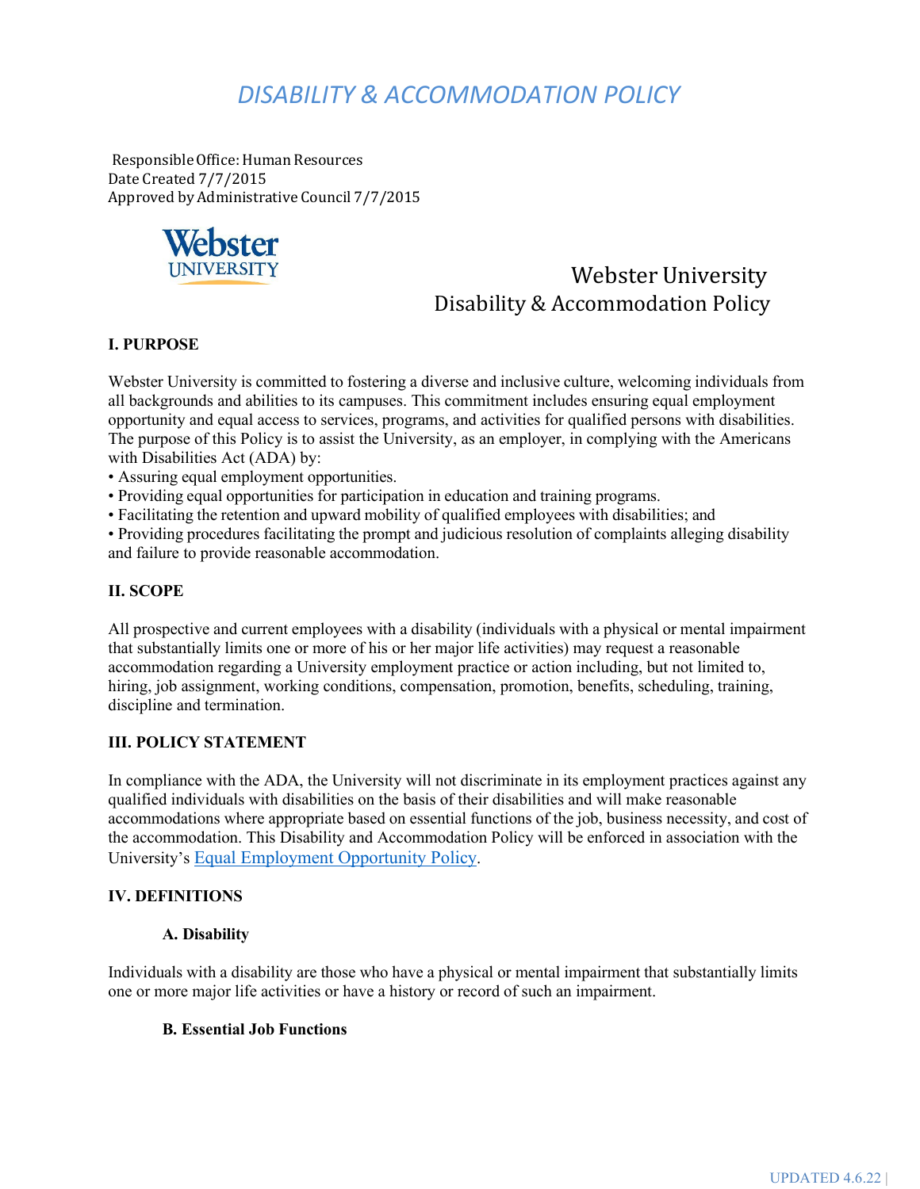# *DISABILITY & ACCOMMODATION POLICY*

Responsible Office: Human Resources
Date Created 7/7/2015
Approved by Administrative Council 7/7/2015

Webster University
Disability & Accommodation Policy

## I. PURPOSE

Webster University is committed to fostering a diverse and inclusive culture, welcoming individuals from all backgrounds and abilities to its campuses. This commitment includes ensuring equal employment opportunity and equal access to services, programs, and activities for qualified persons with disabilities. The purpose of this Policy is to assist the University, as an employer, in complying with the Americans with Disabilities Act (ADA) by:

- Assuring equal employment opportunities.
- Providing equal opportunities for participation in education and training programs.
- Facilitating the retention and upward mobility of qualified employees with disabilities; and
- Providing procedures facilitating the prompt and judicious resolution of complaints alleging disability and failure to provide reasonable accommodation.

## II. SCOPE

All prospective and current employees with a disability (individuals with a physical or mental impairment that substantially limits one or more of his or her major life activities) may request a reasonable accommodation regarding a University employment practice or action including, but not limited to, hiring, job assignment, working conditions, compensation, promotion, benefits, scheduling, training, discipline and termination.

## III. POLICY STATEMENT

In compliance with the ADA, the University will not discriminate in its employment practices against any qualified individuals with disabilities on the basis of their disabilities and will make reasonable accommodations where appropriate based on essential functions of the job, business necessity, and cost of the accommodation. This Disability and Accommodation Policy will be enforced in association with the University's Equal Employment Opportunity Policy.

## IV. DEFINITIONS

### A. Disability

Individuals with a disability are those who have a physical or mental impairment that substantially limits one or more major life activities or have a history or record of such an impairment.

### B. Essential Job Functions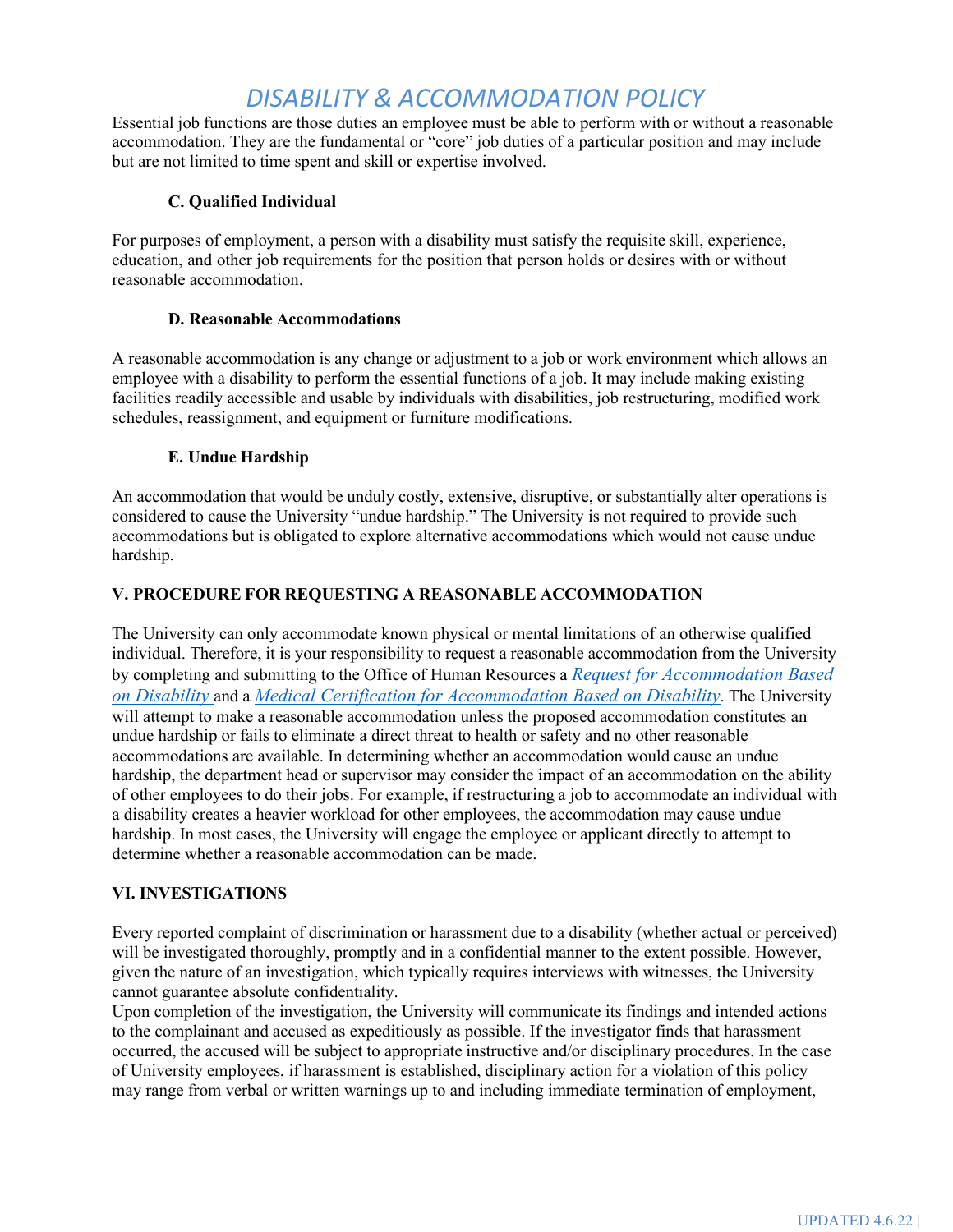# DISABILITY & ACCOMMODATION POLICY

Essential job functions are those duties an employee must be able to perform with or without a reasonable accommodation. They are the fundamental or "core" job duties of a particular position and may include but are not limited to time spent and skill or expertise involved.

### C. Qualified Individual

For purposes of employment, a person with a disability must satisfy the requisite skill, experience, education, and other job requirements for the position that person holds or desires with or without reasonable accommodation.

### D. Reasonable Accommodations

A reasonable accommodation is any change or adjustment to a job or work environment which allows an employee with a disability to perform the essential functions of a job. It may include making existing facilities readily accessible and usable by individuals with disabilities, job restructuring, modified work schedules, reassignment, and equipment or furniture modifications.

### E. Undue Hardship

An accommodation that would be unduly costly, extensive, disruptive, or substantially alter operations is considered to cause the University "undue hardship." The University is not required to provide such accommodations but is obligated to explore alternative accommodations which would not cause undue hardship.

## V. PROCEDURE FOR REQUESTING A REASONABLE ACCOMMODATION

The University can only accommodate known physical or mental limitations of an otherwise qualified individual. Therefore, it is your responsibility to request a reasonable accommodation from the University by completing and submitting to the Office of Human Resources a *Request for Accommodation Based on Disability* and a *Medical Certification for Accommodation Based on Disability*. The University will attempt to make a reasonable accommodation unless the proposed accommodation constitutes an undue hardship or fails to eliminate a direct threat to health or safety and no other reasonable accommodations are available. In determining whether an accommodation would cause an undue hardship, the department head or supervisor may consider the impact of an accommodation on the ability of other employees to do their jobs. For example, if restructuring a job to accommodate an individual with a disability creates a heavier workload for other employees, the accommodation may cause undue hardship. In most cases, the University will engage the employee or applicant directly to attempt to determine whether a reasonable accommodation can be made.

## VI. INVESTIGATIONS

Every reported complaint of discrimination or harassment due to a disability (whether actual or perceived) will be investigated thoroughly, promptly and in a confidential manner to the extent possible. However, given the nature of an investigation, which typically requires interviews with witnesses, the University cannot guarantee absolute confidentiality.

Upon completion of the investigation, the University will communicate its findings and intended actions to the complainant and accused as expeditiously as possible. If the investigator finds that harassment occurred, the accused will be subject to appropriate instructive and/or disciplinary procedures. In the case of University employees, if harassment is established, disciplinary action for a violation of this policy may range from verbal or written warnings up to and including immediate termination of employment,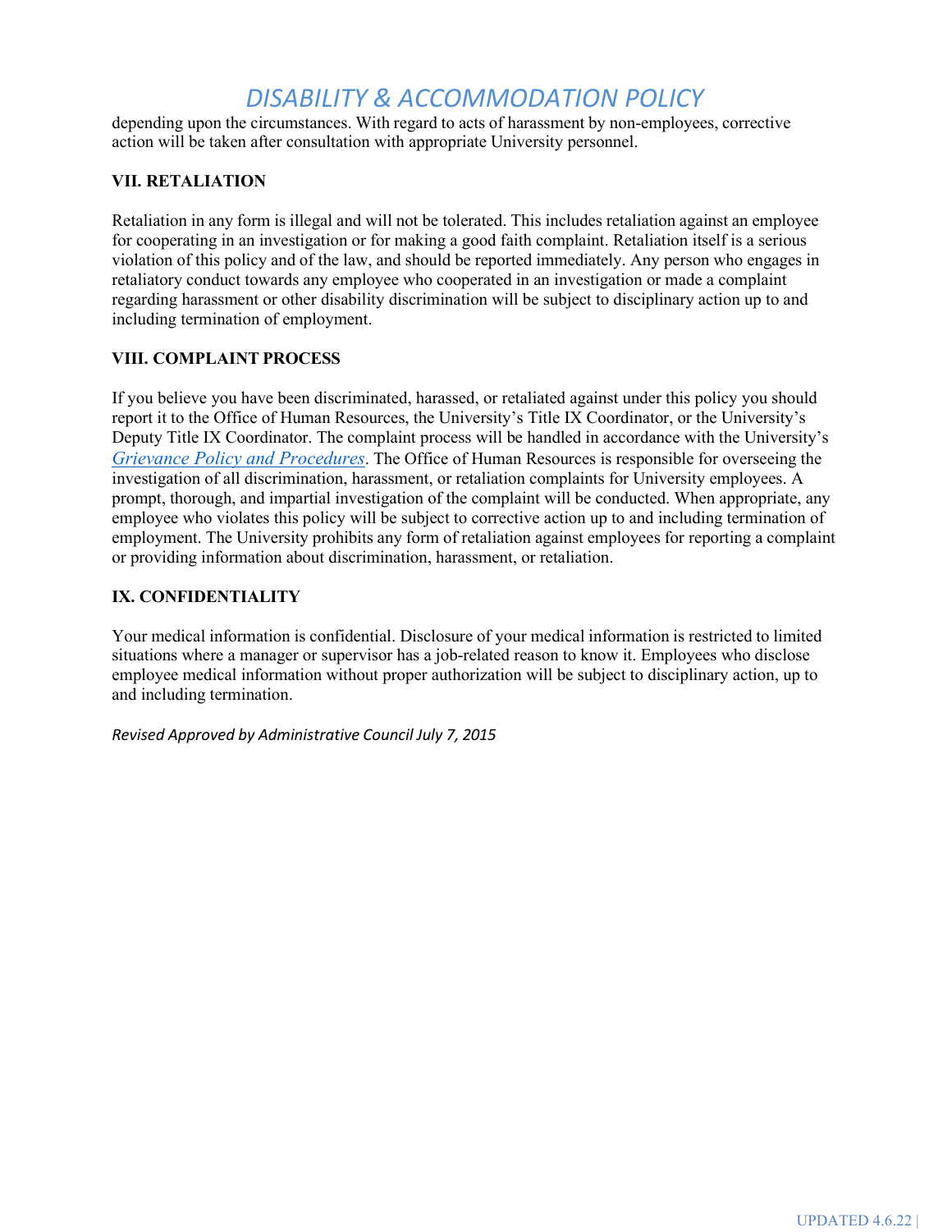depending upon the circumstances. With regard to acts of harassment by non-employees, corrective action will be taken after consultation with appropriate University personnel.

## VII. RETALIATION

Retaliation in any form is illegal and will not be tolerated. This includes retaliation against an employee for cooperating in an investigation or for making a good faith complaint. Retaliation itself is a serious violation of this policy and of the law, and should be reported immediately. Any person who engages in retaliatory conduct towards any employee who cooperated in an investigation or made a complaint regarding harassment or other disability discrimination will be subject to disciplinary action up to and including termination of employment.

## VIII. COMPLAINT PROCESS

If you believe you have been discriminated, harassed, or retaliated against under this policy you should report it to the Office of Human Resources, the University's Title IX Coordinator, or the University's Deputy Title IX Coordinator. The complaint process will be handled in accordance with the University's *Grievance Policy and Procedures*. The Office of Human Resources is responsible for overseeing the investigation of all discrimination, harassment, or retaliation complaints for University employees. A prompt, thorough, and impartial investigation of the complaint will be conducted. When appropriate, any employee who violates this policy will be subject to corrective action up to and including termination of employment. The University prohibits any form of retaliation against employees for reporting a complaint or providing information about discrimination, harassment, or retaliation.

## IX. CONFIDENTIALITY

Your medical information is confidential. Disclosure of your medical information is restricted to limited situations where a manager or supervisor has a job-related reason to know it. Employees who disclose employee medical information without proper authorization will be subject to disciplinary action, up to and including termination.

*Revised Approved by Administrative Council July 7, 2015*